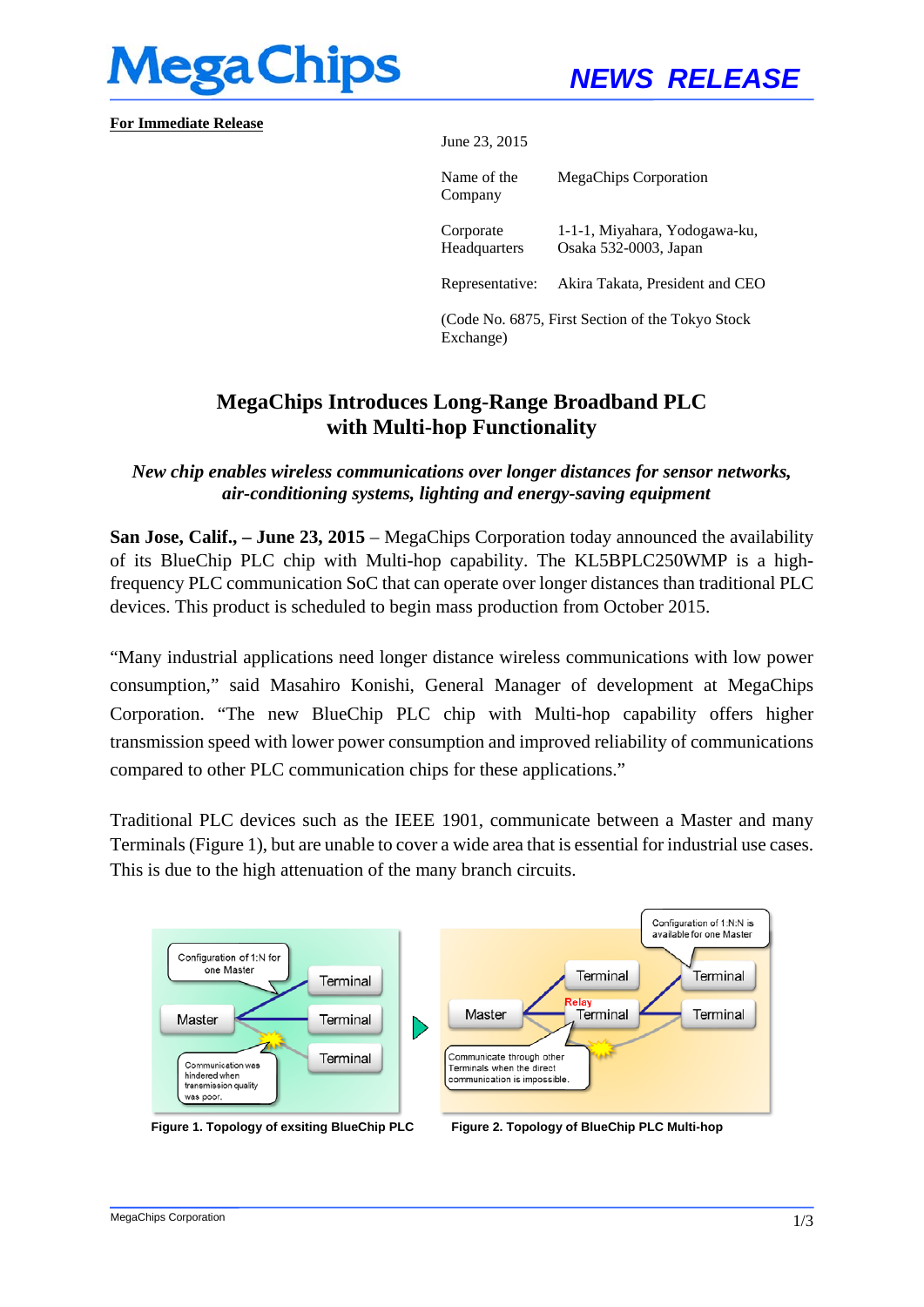**MegaChips**

**NEWS RELEASE**

**For Immediate Release**

June 23, 2015

| | |
|---|---|
| Name of the Company | MegaChips Corporation |
| Corporate Headquarters | 1-1-1, Miyahara, Yodogawa-ku, Osaka 532-0003, Japan |
| Representative: | Akira Takata, President and CEO |

(Code No. 6875, First Section of the Tokyo Stock Exchange)

# MegaChips Introduces Long-Range Broadband PLC with Multi-hop Functionality

***New chip enables wireless communications over longer distances for sensor networks, air-conditioning systems, lighting and energy-saving equipment***

**San Jose, Calif., – June 23, 2015** – MegaChips Corporation today announced the availability of its BlueChip PLC chip with Multi-hop capability. The KL5BPLC250WMP is a high-frequency PLC communication SoC that can operate over longer distances than traditional PLC devices. This product is scheduled to begin mass production from October 2015.

"Many industrial applications need longer distance wireless communications with low power consumption," said Masahiro Konishi, General Manager of development at MegaChips Corporation. "The new BlueChip PLC chip with Multi-hop capability offers higher transmission speed with lower power consumption and improved reliability of communications compared to other PLC communication chips for these applications."

Traditional PLC devices such as the IEEE 1901, communicate between a Master and many Terminals (Figure 1), but are unable to cover a wide area that is essential for industrial use cases. This is due to the high attenuation of the many branch circuits.

Configuration of 1:N for one Master

Communication was hindered when transmission quality was poor.

Master — Terminal — Terminal — Terminal

**Figure 1. Topology of exsiting BlueChip PLC**

Configuration of 1:N:N is available for one Master

Communicate through other Terminals when the direct communication is impossible.

Master — Terminal — Relay Terminal — Terminal — Terminal

**Figure 2. Topology of BlueChip PLC Multi-hop**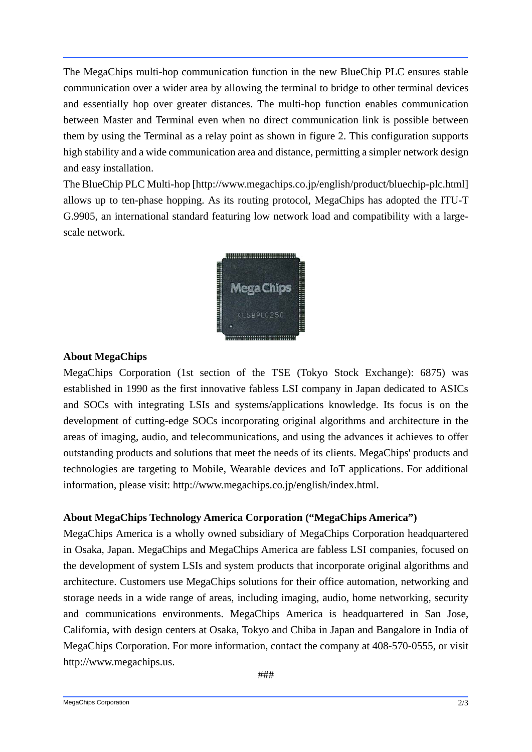The MegaChips multi-hop communication function in the new BlueChip PLC ensures stable communication over a wider area by allowing the terminal to bridge to other terminal devices and essentially hop over greater distances. The multi-hop function enables communication between Master and Terminal even when no direct communication link is possible between them by using the Terminal as a relay point as shown in figure 2. This configuration supports high stability and a wide communication area and distance, permitting a simpler network design and easy installation.

The BlueChip PLC Multi-hop [http://www.megachips.co.jp/english/product/bluechip-plc.html] allows up to ten-phase hopping. As its routing protocol, MegaChips has adopted the ITU-T G.9905, an international standard featuring low network load and compatibility with a large-scale network.

**About MegaChips**

MegaChips Corporation (1st section of the TSE (Tokyo Stock Exchange): 6875) was established in 1990 as the first innovative fabless LSI company in Japan dedicated to ASICs and SOCs with integrating LSIs and systems/applications knowledge. Its focus is on the development of cutting-edge SOCs incorporating original algorithms and architecture in the areas of imaging, audio, and telecommunications, and using the advances it achieves to offer outstanding products and solutions that meet the needs of its clients. MegaChips' products and technologies are targeting to Mobile, Wearable devices and IoT applications. For additional information, please visit: http://www.megachips.co.jp/english/index.html.

**About MegaChips Technology America Corporation ("MegaChips America")**

MegaChips America is a wholly owned subsidiary of MegaChips Corporation headquartered in Osaka, Japan. MegaChips and MegaChips America are fabless LSI companies, focused on the development of system LSIs and system products that incorporate original algorithms and architecture. Customers use MegaChips solutions for their office automation, networking and storage needs in a wide range of areas, including imaging, audio, home networking, security and communications environments. MegaChips America is headquartered in San Jose, California, with design centers at Osaka, Tokyo and Chiba in Japan and Bangalore in India of MegaChips Corporation. For more information, contact the company at 408-570-0555, or visit http://www.megachips.us.

###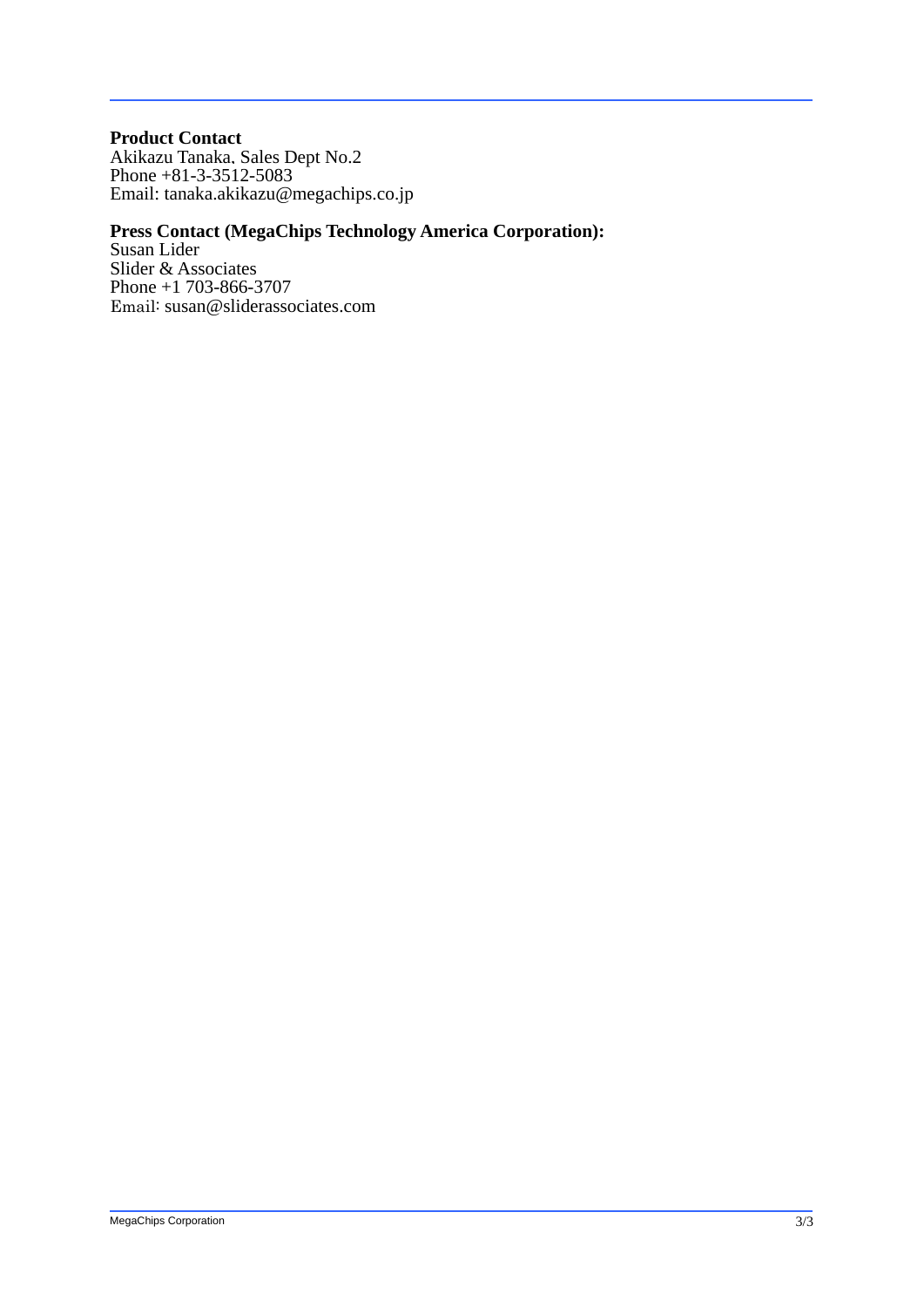**Product Contact**
Akikazu Tanaka, Sales Dept No.2
Phone +81-3-3512-5083
Email: tanaka.akikazu@megachips.co.jp

**Press Contact (MegaChips Technology America Corporation):**
Susan Lider
Slider & Associates
Phone +1 703-866-3707
Email: susan@sliderassociates.com